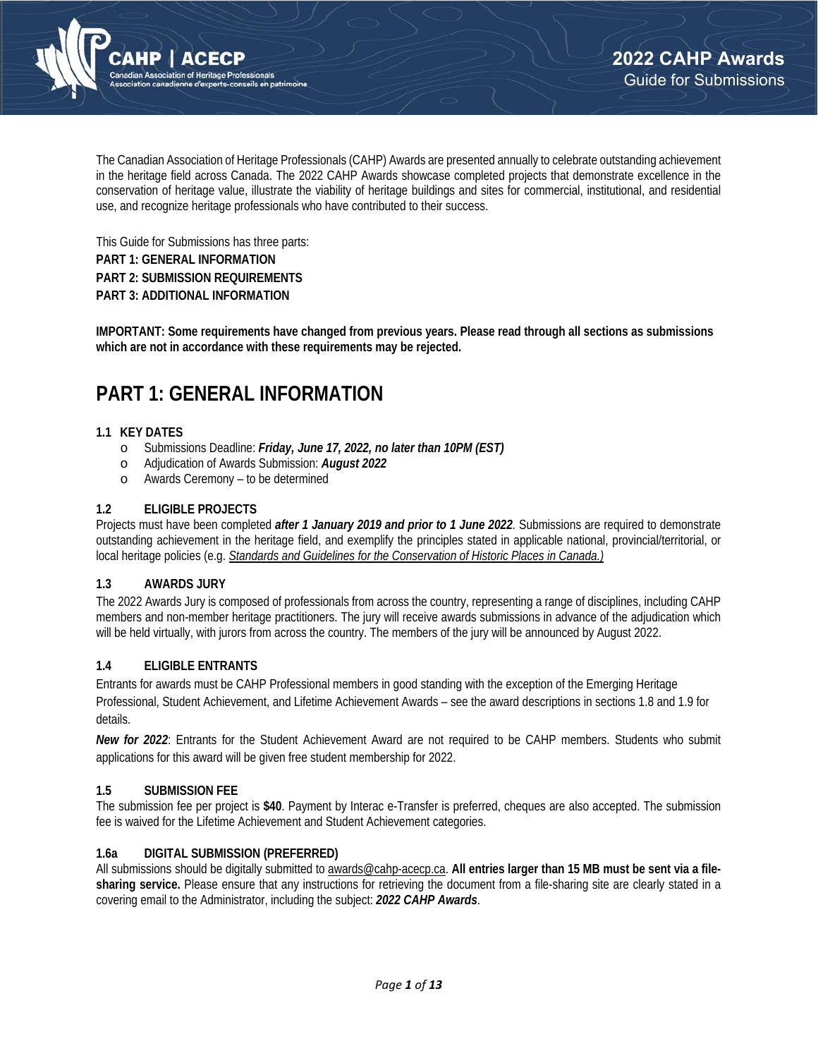# 2022 CAHP Awards

Guide for Submissions

The Canadian Association of Heritage Professionals (CAHP) Awards are presented annually to celebrate outstanding achievement in the heritage field across Canada. The 2022 CAHP Awards showcase completed projects that demonstrate excellence in the conservation of heritage value, illustrate the viability of heritage buildings and sites for commercial, institutional, and residential use, and recognize heritage professionals who have contributed to their success.

This Guide for Submissions has three parts:

**PART 1: GENERAL INFORMATION**

**PART 2: SUBMISSION REQUIREMENTS**

**PART 3: ADDITIONAL INFORMATION**

**IMPORTANT: Some requirements have changed from previous years. Please read through all sections as submissions which are not in accordance with these requirements may be rejected.**

## PART 1: GENERAL INFORMATION

### 1.1 KEY DATES

- Submissions Deadline: ***Friday, June 17, 2022, no later than 10PM (EST)***
- Adjudication of Awards Submission: ***August 2022***
- Awards Ceremony – to be determined

### 1.2 ELIGIBLE PROJECTS

Projects must have been completed ***after 1 January 2019 and prior to 1 June 2022***. Submissions are required to demonstrate outstanding achievement in the heritage field, and exemplify the principles stated in applicable national, provincial/territorial, or local heritage policies (e.g. *Standards and Guidelines for the Conservation of Historic Places in Canada.)*

### 1.3 AWARDS JURY

The 2022 Awards Jury is composed of professionals from across the country, representing a range of disciplines, including CAHP members and non-member heritage practitioners. The jury will receive awards submissions in advance of the adjudication which will be held virtually, with jurors from across the country. The members of the jury will be announced by August 2022.

### 1.4 ELIGIBLE ENTRANTS

Entrants for awards must be CAHP Professional members in good standing with the exception of the Emerging Heritage Professional, Student Achievement, and Lifetime Achievement Awards – see the award descriptions in sections 1.8 and 1.9 for details.

***New for 2022***: Entrants for the Student Achievement Award are not required to be CAHP members. Students who submit applications for this award will be given free student membership for 2022.

### 1.5 SUBMISSION FEE

The submission fee per project is **$40**. Payment by Interac e-Transfer is preferred, cheques are also accepted. The submission fee is waived for the Lifetime Achievement and Student Achievement categories.

### 1.6a DIGITAL SUBMISSION (PREFERRED)

All submissions should be digitally submitted to awards@cahp-acecp.ca. **All entries larger than 15 MB must be sent via a file-sharing service.** Please ensure that any instructions for retrieving the document from a file-sharing site are clearly stated in a covering email to the Administrator, including the subject: ***2022 CAHP Awards***.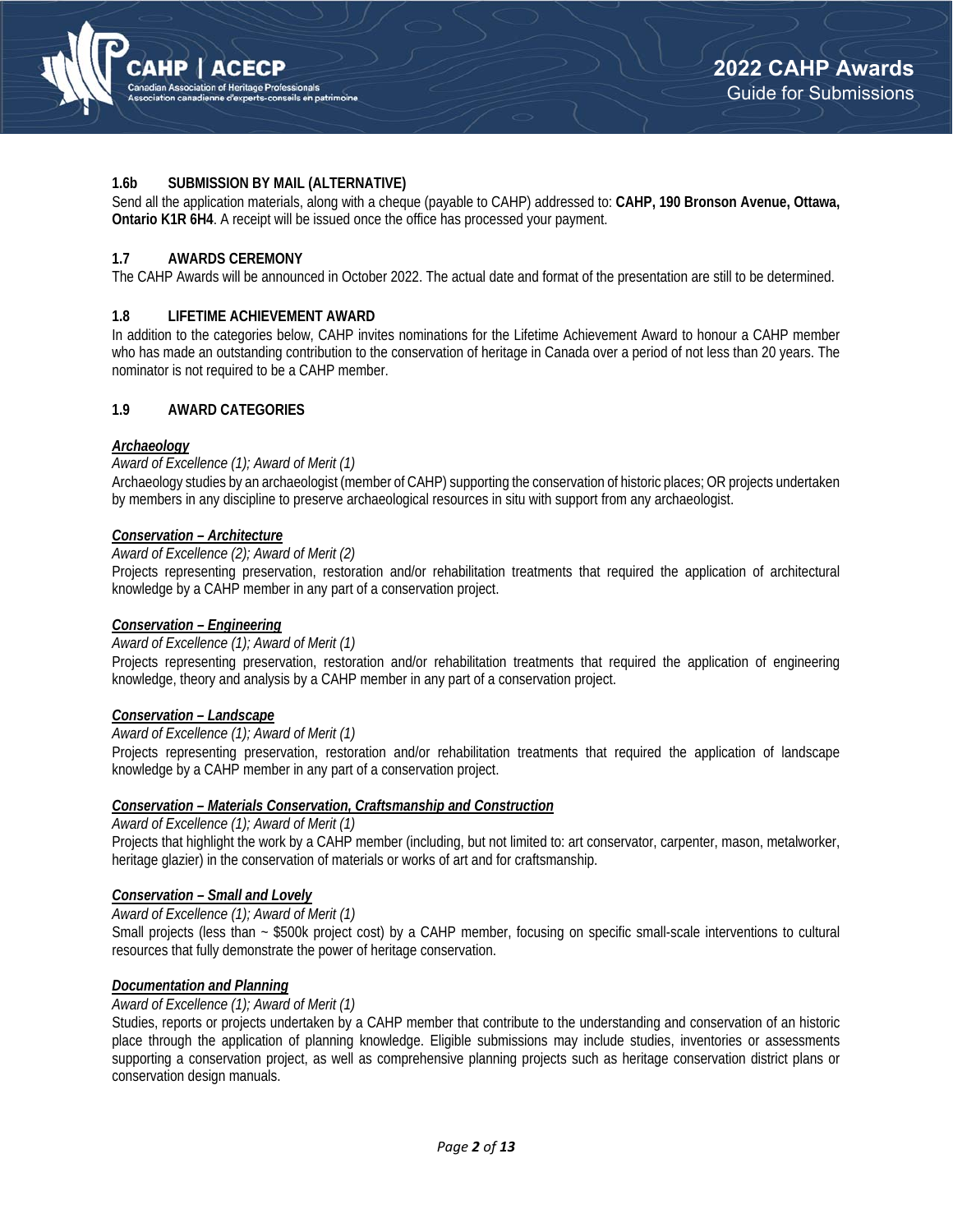### 1.6b SUBMISSION BY MAIL (ALTERNATIVE)

Send all the application materials, along with a cheque (payable to CAHP) addressed to: **CAHP, 190 Bronson Avenue, Ottawa, Ontario K1R 6H4**. A receipt will be issued once the office has processed your payment.

### 1.7 AWARDS CEREMONY

The CAHP Awards will be announced in October 2022. The actual date and format of the presentation are still to be determined.

### 1.8 LIFETIME ACHIEVEMENT AWARD

In addition to the categories below, CAHP invites nominations for the Lifetime Achievement Award to honour a CAHP member who has made an outstanding contribution to the conservation of heritage in Canada over a period of not less than 20 years. The nominator is not required to be a CAHP member.

### 1.9 AWARD CATEGORIES

***Archaeology***

*Award of Excellence (1); Award of Merit (1)*

Archaeology studies by an archaeologist (member of CAHP) supporting the conservation of historic places; OR projects undertaken by members in any discipline to preserve archaeological resources in situ with support from any archaeologist.

***Conservation – Architecture***

*Award of Excellence (2); Award of Merit (2)*

Projects representing preservation, restoration and/or rehabilitation treatments that required the application of architectural knowledge by a CAHP member in any part of a conservation project.

***Conservation – Engineering***

*Award of Excellence (1); Award of Merit (1)*

Projects representing preservation, restoration and/or rehabilitation treatments that required the application of engineering knowledge, theory and analysis by a CAHP member in any part of a conservation project.

***Conservation – Landscape***

*Award of Excellence (1); Award of Merit (1)*

Projects representing preservation, restoration and/or rehabilitation treatments that required the application of landscape knowledge by a CAHP member in any part of a conservation project.

***Conservation – Materials Conservation, Craftsmanship and Construction***

*Award of Excellence (1); Award of Merit (1)*

Projects that highlight the work by a CAHP member (including, but not limited to: art conservator, carpenter, mason, metalworker, heritage glazier) in the conservation of materials or works of art and for craftsmanship.

***Conservation – Small and Lovely***

*Award of Excellence (1); Award of Merit (1)*

Small projects (less than ~ $500k project cost) by a CAHP member, focusing on specific small-scale interventions to cultural resources that fully demonstrate the power of heritage conservation.

***Documentation and Planning***

*Award of Excellence (1); Award of Merit (1)*

Studies, reports or projects undertaken by a CAHP member that contribute to the understanding and conservation of an historic place through the application of planning knowledge. Eligible submissions may include studies, inventories or assessments supporting a conservation project, as well as comprehensive planning projects such as heritage conservation district plans or conservation design manuals.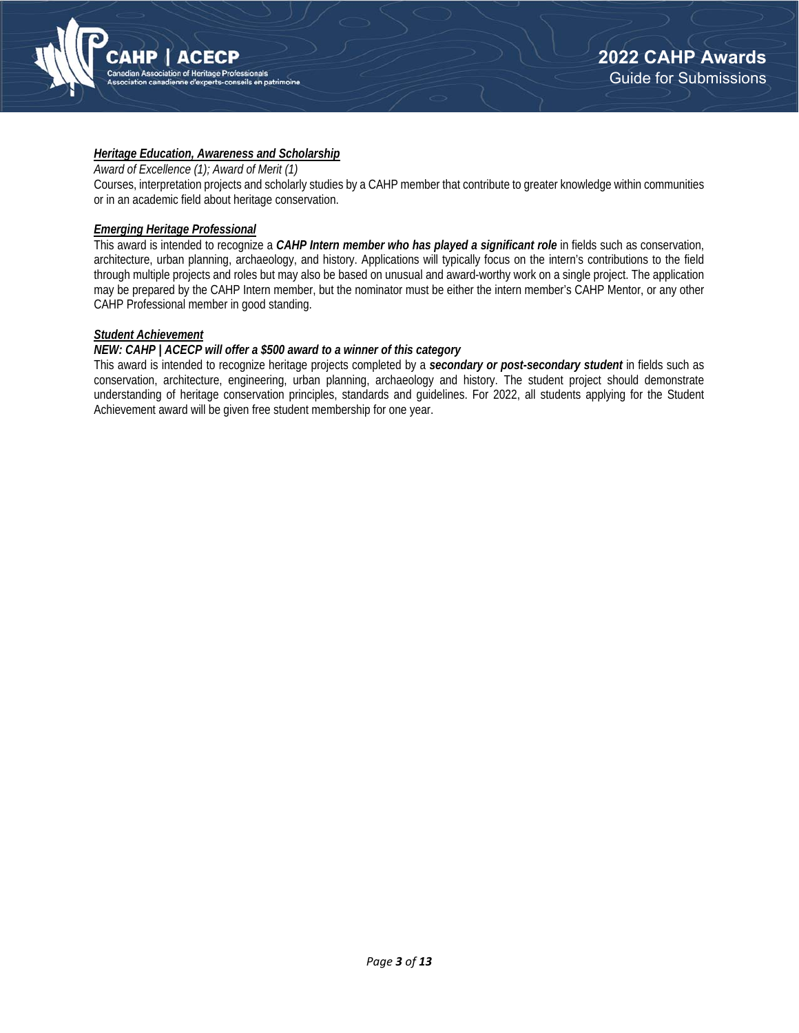### ***Heritage Education, Awareness and Scholarship***

*Award of Excellence (1); Award of Merit (1)*

Courses, interpretation projects and scholarly studies by a CAHP member that contribute to greater knowledge within communities or in an academic field about heritage conservation.

### ***Emerging Heritage Professional***

This award is intended to recognize a ***CAHP Intern member who has played a significant role*** in fields such as conservation, architecture, urban planning, archaeology, and history. Applications will typically focus on the intern's contributions to the field through multiple projects and roles but may also be based on unusual and award-worthy work on a single project. The application may be prepared by the CAHP Intern member, but the nominator must be either the intern member's CAHP Mentor, or any other CAHP Professional member in good standing.

### ***Student Achievement***

***NEW: CAHP | ACECP will offer a $500 award to a winner of this category***

This award is intended to recognize heritage projects completed by a ***secondary or post-secondary student*** in fields such as conservation, architecture, engineering, urban planning, archaeology and history. The student project should demonstrate understanding of heritage conservation principles, standards and guidelines. For 2022, all students applying for the Student Achievement award will be given free student membership for one year.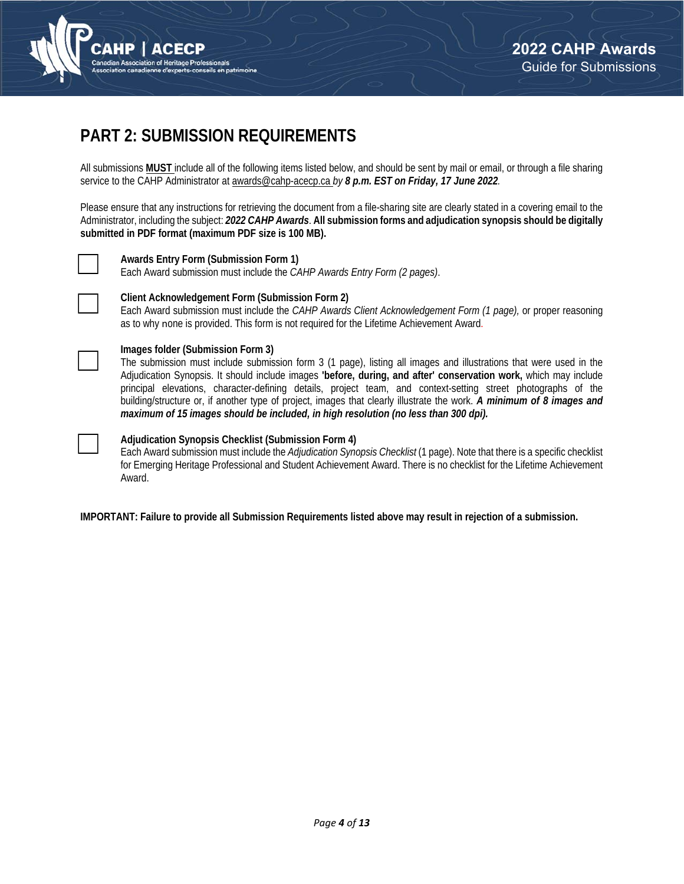## PART 2: SUBMISSION REQUIREMENTS

All submissions **MUST** include all of the following items listed below, and should be sent by mail or email, or through a file sharing service to the CAHP Administrator at awards@cahp-acecp.ca *by* ***8 p.m. EST on Friday, 17 June 2022***.

Please ensure that any instructions for retrieving the document from a file-sharing site are clearly stated in a covering email to the Administrator, including the subject: ***2022 CAHP Awards***. **All submission forms and adjudication synopsis should be digitally submitted in PDF format (maximum PDF size is 100 MB).**

- [ ] **Awards Entry Form (Submission Form 1)**
  Each Award submission must include the *CAHP Awards Entry Form (2 pages)*.

- [ ] **Client Acknowledgement Form (Submission Form 2)**
  Each Award submission must include the *CAHP Awards Client Acknowledgement Form (1 page),* or proper reasoning as to why none is provided. This form is not required for the Lifetime Achievement Award.

- [ ] **Images folder (Submission Form 3)**
  The submission must include submission form 3 (1 page), listing all images and illustrations that were used in the Adjudication Synopsis. It should include images **'before, during, and after' conservation work,** which may include principal elevations, character-defining details, project team, and context-setting street photographs of the building/structure or, if another type of project, images that clearly illustrate the work. ***A minimum of 8 images and maximum of 15 images should be included, in high resolution (no less than 300 dpi).***

- [ ] **Adjudication Synopsis Checklist (Submission Form 4)**
  Each Award submission must include the *Adjudication Synopsis Checklist* (1 page). Note that there is a specific checklist for Emerging Heritage Professional and Student Achievement Award. There is no checklist for the Lifetime Achievement Award.

**IMPORTANT: Failure to provide all Submission Requirements listed above may result in rejection of a submission.**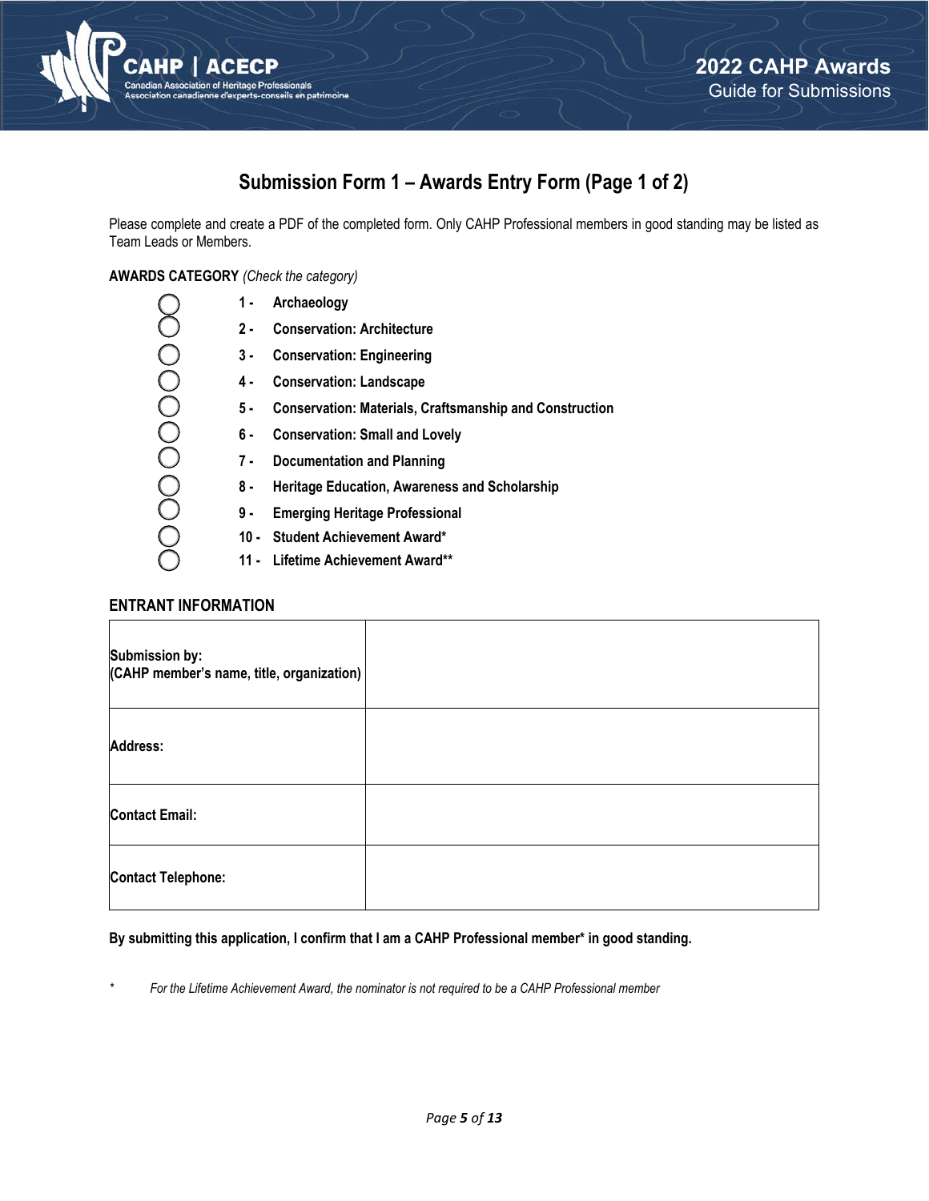## Submission Form 1 – Awards Entry Form (Page 1 of 2)

Please complete and create a PDF of the completed form. Only CAHP Professional members in good standing may be listed as Team Leads or Members.

**AWARDS CATEGORY** *(Check the category)*

- ◯ **1 - Archaeology**
- ◯ **2 - Conservation: Architecture**
- ◯ **3 - Conservation: Engineering**
- ◯ **4 - Conservation: Landscape**
- ◯ **5 - Conservation: Materials, Craftsmanship and Construction**
- ◯ **6 - Conservation: Small and Lovely**
- ◯ **7 - Documentation and Planning**
- ◯ **8 - Heritage Education, Awareness and Scholarship**
- ◯ **9 - Emerging Heritage Professional**
- ◯ **10 - Student Achievement Award***
- ◯ **11 - Lifetime Achievement Award****

### ENTRANT INFORMATION

| | |
|---|---|
| **Submission by:** **(CAHP member's name, title, organization)** | |
| **Address:** | |
| **Contact Email:** | |
| **Contact Telephone:** | |

**By submitting this application, I confirm that I am a CAHP Professional member* in good standing.**

\* *For the Lifetime Achievement Award, the nominator is not required to be a CAHP Professional member*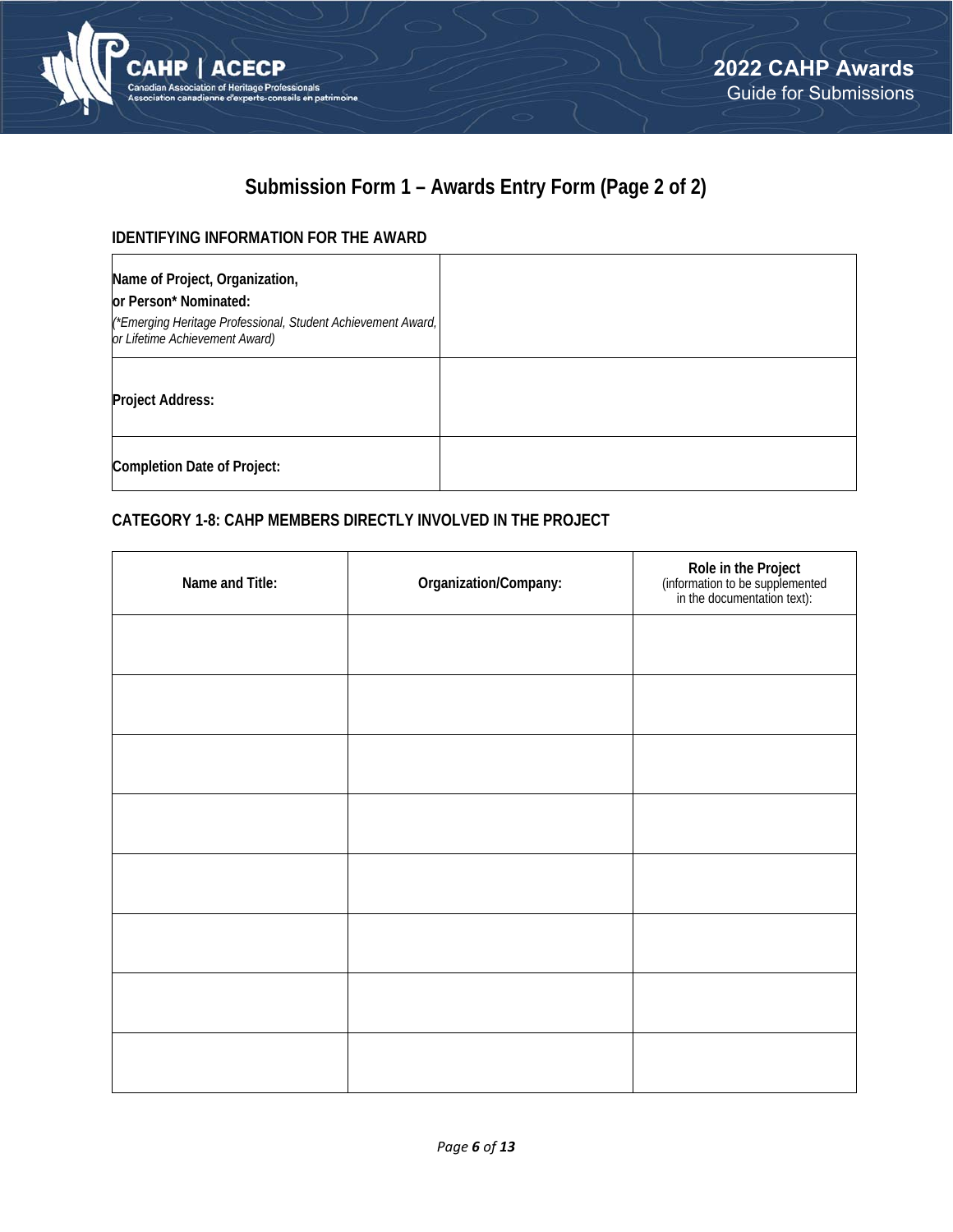## Submission Form 1 – Awards Entry Form (Page 2 of 2)

### IDENTIFYING INFORMATION FOR THE AWARD

| | |
|---|---|
| **Name of Project, Organization, or Person\* Nominated:** *(\*Emerging Heritage Professional, Student Achievement Award, or Lifetime Achievement Award)* | |
| **Project Address:** | |
| **Completion Date of Project:** | |

### CATEGORY 1-8: CAHP MEMBERS DIRECTLY INVOLVED IN THE PROJECT

| Name and Title: | Organization/Company: | Role in the Project (information to be supplemented in the documentation text): |
|---|---|---|
| | | |
| | | |
| | | |
| | | |
| | | |
| | | |
| | | |
| | | |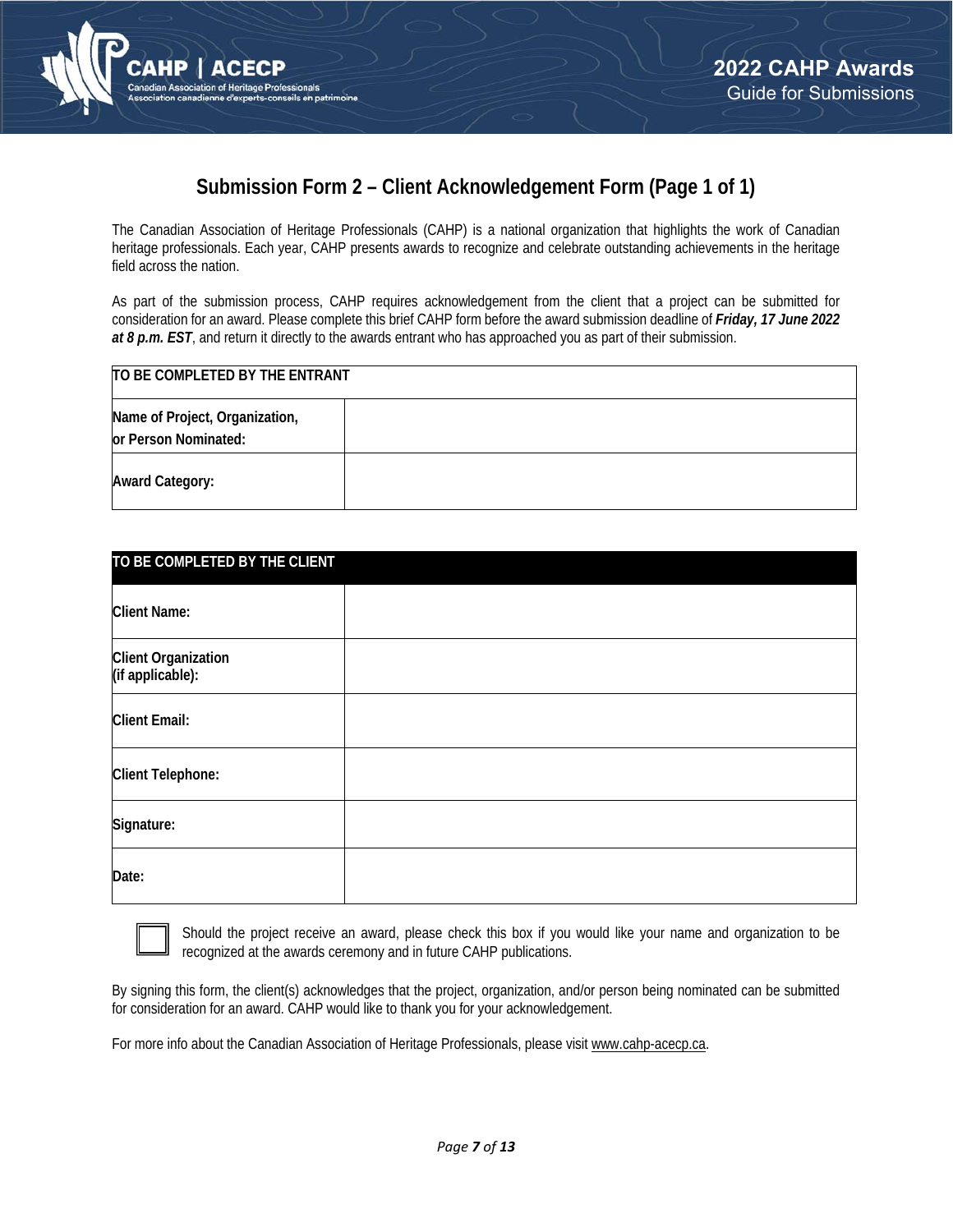## Submission Form 2 – Client Acknowledgement Form (Page 1 of 1)

The Canadian Association of Heritage Professionals (CAHP) is a national organization that highlights the work of Canadian heritage professionals. Each year, CAHP presents awards to recognize and celebrate outstanding achievements in the heritage field across the nation.

As part of the submission process, CAHP requires acknowledgement from the client that a project can be submitted for consideration for an award. Please complete this brief CAHP form before the award submission deadline of ***Friday, 17 June 2022 at 8 p.m. EST***, and return it directly to the awards entrant who has approached you as part of their submission.

| **TO BE COMPLETED BY THE ENTRANT** | |
|---|---|
| **Name of Project, Organization, or Person Nominated:** | |
| **Award Category:** | |

| **TO BE COMPLETED BY THE CLIENT** | |
|---|---|
| **Client Name:** | |
| **Client Organization (if applicable):** | |
| **Client Email:** | |
| **Client Telephone:** | |
| **Signature:** | |
| **Date:** | |

☐ Should the project receive an award, please check this box if you would like your name and organization to be recognized at the awards ceremony and in future CAHP publications.

By signing this form, the client(s) acknowledges that the project, organization, and/or person being nominated can be submitted for consideration for an award. CAHP would like to thank you for your acknowledgement.

For more info about the Canadian Association of Heritage Professionals, please visit www.cahp-acecp.ca.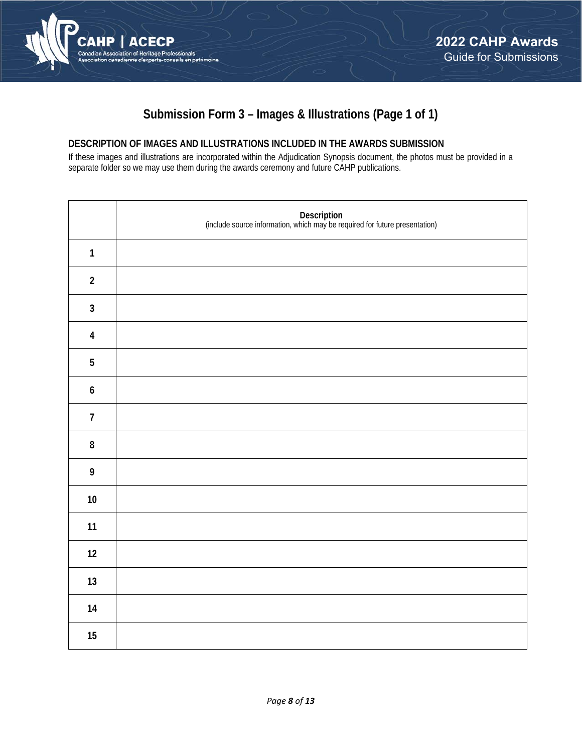## Submission Form 3 – Images & Illustrations (Page 1 of 1)

### DESCRIPTION OF IMAGES AND ILLUSTRATIONS INCLUDED IN THE AWARDS SUBMISSION

If these images and illustrations are incorporated within the Adjudication Synopsis document, the photos must be provided in a separate folder so we may use them during the awards ceremony and future CAHP publications.

| | **Description**<br>(include source information, which may be required for future presentation) |
|---|---|
| **1** | |
| **2** | |
| **3** | |
| **4** | |
| **5** | |
| **6** | |
| **7** | |
| **8** | |
| **9** | |
| **10** | |
| **11** | |
| **12** | |
| **13** | |
| **14** | |
| **15** | |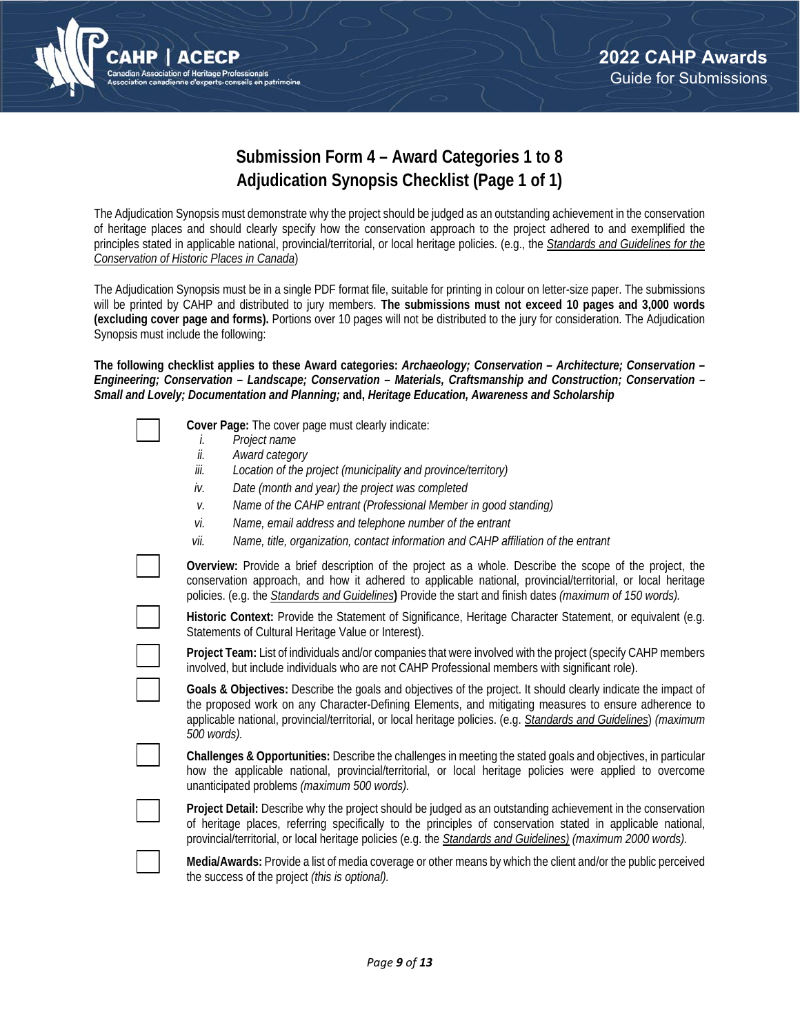# Submission Form 4 – Award Categories 1 to 8
# Adjudication Synopsis Checklist (Page 1 of 1)

The Adjudication Synopsis must demonstrate why the project should be judged as an outstanding achievement in the conservation of heritage places and should clearly specify how the conservation approach to the project adhered to and exemplified the principles stated in applicable national, provincial/territorial, or local heritage policies. (e.g., the *Standards and Guidelines for the Conservation of Historic Places in Canada*)

The Adjudication Synopsis must be in a single PDF format file, suitable for printing in colour on letter-size paper. The submissions will be printed by CAHP and distributed to jury members. **The submissions must not exceed 10 pages and 3,000 words (excluding cover page and forms).** Portions over 10 pages will not be distributed to the jury for consideration. The Adjudication Synopsis must include the following:

**The following checklist applies to these Award categories:** ***Archaeology; Conservation – Architecture; Conservation – Engineering; Conservation – Landscape; Conservation – Materials, Craftsmanship and Construction; Conservation – Small and Lovely; Documentation and Planning;*** **and,** ***Heritage Education, Awareness and Scholarship***

- [ ] **Cover Page:** The cover page must clearly indicate:
  - i. *Project name*
  - ii. *Award category*
  - iii. *Location of the project (municipality and province/territory)*
  - iv. *Date (month and year) the project was completed*
  - v. *Name of the CAHP entrant (Professional Member in good standing)*
  - vi. *Name, email address and telephone number of the entrant*
  - vii. *Name, title, organization, contact information and CAHP affiliation of the entrant*
- [ ] **Overview:** Provide a brief description of the project as a whole. Describe the scope of the project, the conservation approach, and how it adhered to applicable national, provincial/territorial, or local heritage policies. (e.g. the *Standards and Guidelines***)** Provide the start and finish dates *(maximum of 150 words).*
- [ ] **Historic Context:** Provide the Statement of Significance, Heritage Character Statement, or equivalent (e.g. Statements of Cultural Heritage Value or Interest).
- [ ] **Project Team:** List of individuals and/or companies that were involved with the project (specify CAHP members involved, but include individuals who are not CAHP Professional members with significant role).
- [ ] **Goals & Objectives:** Describe the goals and objectives of the project. It should clearly indicate the impact of the proposed work on any Character-Defining Elements, and mitigating measures to ensure adherence to applicable national, provincial/territorial, or local heritage policies. (e.g. *Standards and Guidelines*) *(maximum 500 words).*
- [ ] **Challenges & Opportunities:** Describe the challenges in meeting the stated goals and objectives, in particular how the applicable national, provincial/territorial, or local heritage policies were applied to overcome unanticipated problems *(maximum 500 words).*
- [ ] **Project Detail:** Describe why the project should be judged as an outstanding achievement in the conservation of heritage places, referring specifically to the principles of conservation stated in applicable national, provincial/territorial, or local heritage policies (e.g. the *Standards and Guidelines) (maximum 2000 words).*
- [ ] **Media/Awards:** Provide a list of media coverage or other means by which the client and/or the public perceived the success of the project *(this is optional).*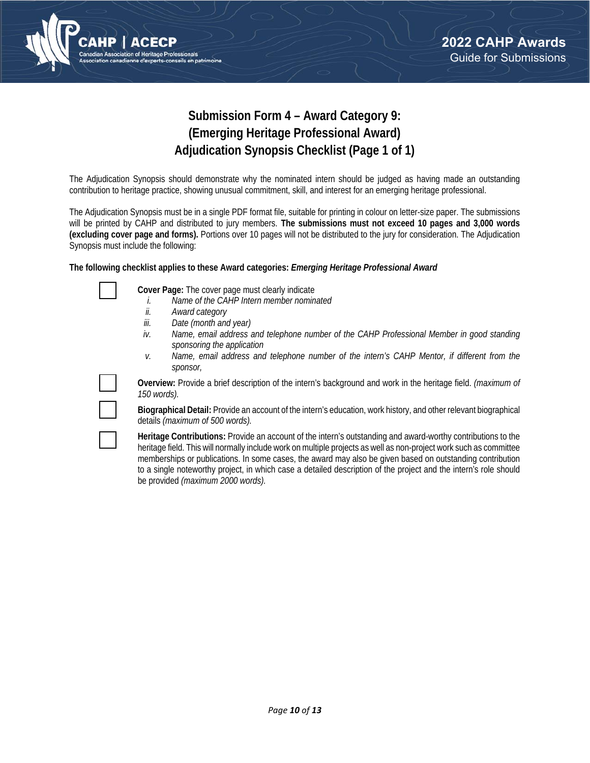# Submission Form 4 – Award Category 9: (Emerging Heritage Professional Award) Adjudication Synopsis Checklist (Page 1 of 1)

The Adjudication Synopsis should demonstrate why the nominated intern should be judged as having made an outstanding contribution to heritage practice, showing unusual commitment, skill, and interest for an emerging heritage professional.

The Adjudication Synopsis must be in a single PDF format file, suitable for printing in colour on letter-size paper. The submissions will be printed by CAHP and distributed to jury members. **The submissions must not exceed 10 pages and 3,000 words (excluding cover page and forms).** Portions over 10 pages will not be distributed to the jury for consideration. The Adjudication Synopsis must include the following:

**The following checklist applies to these Award categories: *Emerging Heritage Professional Award***

- [ ] **Cover Page:** The cover page must clearly indicate
  - i. *Name of the CAHP Intern member nominated*
  - ii. *Award category*
  - iii. *Date (month and year)*
  - iv. *Name, email address and telephone number of the CAHP Professional Member in good standing sponsoring the application*
  - v. *Name, email address and telephone number of the intern's CAHP Mentor, if different from the sponsor,*
- [ ] **Overview:** Provide a brief description of the intern's background and work in the heritage field. *(maximum of 150 words).*
- [ ] **Biographical Detail:** Provide an account of the intern's education, work history, and other relevant biographical details *(maximum of 500 words).*
- [ ] **Heritage Contributions:** Provide an account of the intern's outstanding and award-worthy contributions to the heritage field. This will normally include work on multiple projects as well as non-project work such as committee memberships or publications. In some cases, the award may also be given based on outstanding contribution to a single noteworthy project, in which case a detailed description of the project and the intern's role should be provided *(maximum 2000 words).*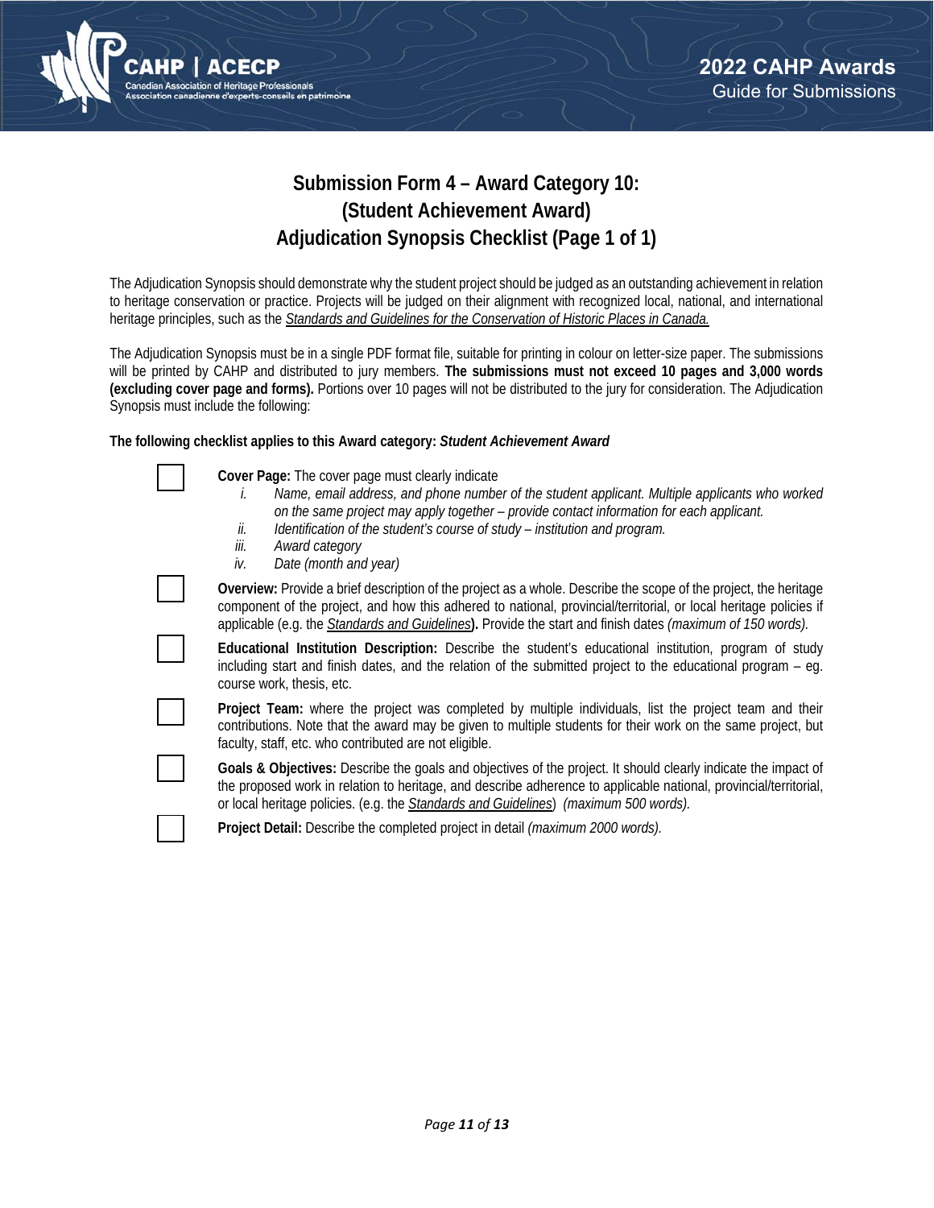# Submission Form 4 – Award Category 10: (Student Achievement Award) Adjudication Synopsis Checklist (Page 1 of 1)

The Adjudication Synopsis should demonstrate why the student project should be judged as an outstanding achievement in relation to heritage conservation or practice. Projects will be judged on their alignment with recognized local, national, and international heritage principles, such as the *Standards and Guidelines for the Conservation of Historic Places in Canada.*

The Adjudication Synopsis must be in a single PDF format file, suitable for printing in colour on letter-size paper. The submissions will be printed by CAHP and distributed to jury members. **The submissions must not exceed 10 pages and 3,000 words (excluding cover page and forms).** Portions over 10 pages will not be distributed to the jury for consideration. The Adjudication Synopsis must include the following:

**The following checklist applies to this Award category: *Student Achievement Award***

- [ ] **Cover Page:** The cover page must clearly indicate
    1. *Name, email address, and phone number of the student applicant. Multiple applicants who worked on the same project may apply together – provide contact information for each applicant.*
    2. *Identification of the student's course of study – institution and program.*
    3. *Award category*
    4. *Date (month and year)*
- [ ] **Overview:** Provide a brief description of the project as a whole. Describe the scope of the project, the heritage component of the project, and how this adhered to national, provincial/territorial, or local heritage policies if applicable (e.g. the *Standards and Guidelines*). Provide the start and finish dates *(maximum of 150 words).*
- [ ] **Educational Institution Description:** Describe the student's educational institution, program of study including start and finish dates, and the relation of the submitted project to the educational program – eg. course work, thesis, etc.
- [ ] **Project Team:** where the project was completed by multiple individuals, list the project team and their contributions. Note that the award may be given to multiple students for their work on the same project, but faculty, staff, etc. who contributed are not eligible.
- [ ] **Goals & Objectives:** Describe the goals and objectives of the project. It should clearly indicate the impact of the proposed work in relation to heritage, and describe adherence to applicable national, provincial/territorial, or local heritage policies. (e.g. the *Standards and Guidelines*) *(maximum 500 words).*
- [ ] **Project Detail:** Describe the completed project in detail *(maximum 2000 words).*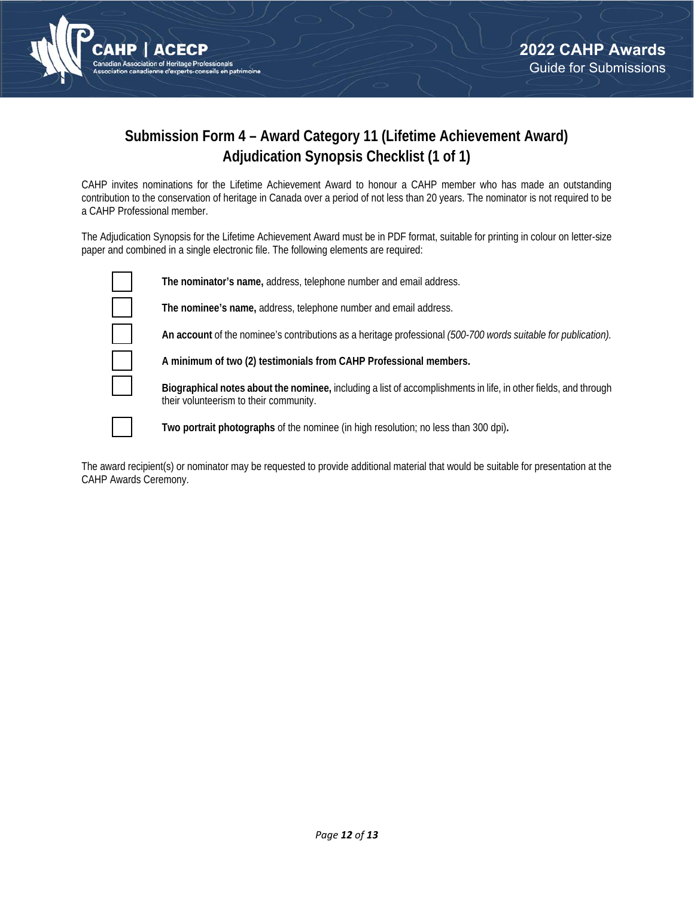## Submission Form 4 – Award Category 11 (Lifetime Achievement Award) Adjudication Synopsis Checklist (1 of 1)

CAHP invites nominations for the Lifetime Achievement Award to honour a CAHP member who has made an outstanding contribution to the conservation of heritage in Canada over a period of not less than 20 years. The nominator is not required to be a CAHP Professional member.

The Adjudication Synopsis for the Lifetime Achievement Award must be in PDF format, suitable for printing in colour on letter-size paper and combined in a single electronic file. The following elements are required:

- [ ] **The nominator's name,** address, telephone number and email address.
- [ ] **The nominee's name,** address, telephone number and email address.
- [ ] **An account** of the nominee's contributions as a heritage professional *(500-700 words suitable for publication).*
- [ ] **A minimum of two (2) testimonials from CAHP Professional members.**
- [ ] **Biographical notes about the nominee,** including a list of accomplishments in life, in other fields, and through their volunteerism to their community.
- [ ] **Two portrait photographs** of the nominee (in high resolution; no less than 300 dpi)**.**

The award recipient(s) or nominator may be requested to provide additional material that would be suitable for presentation at the CAHP Awards Ceremony.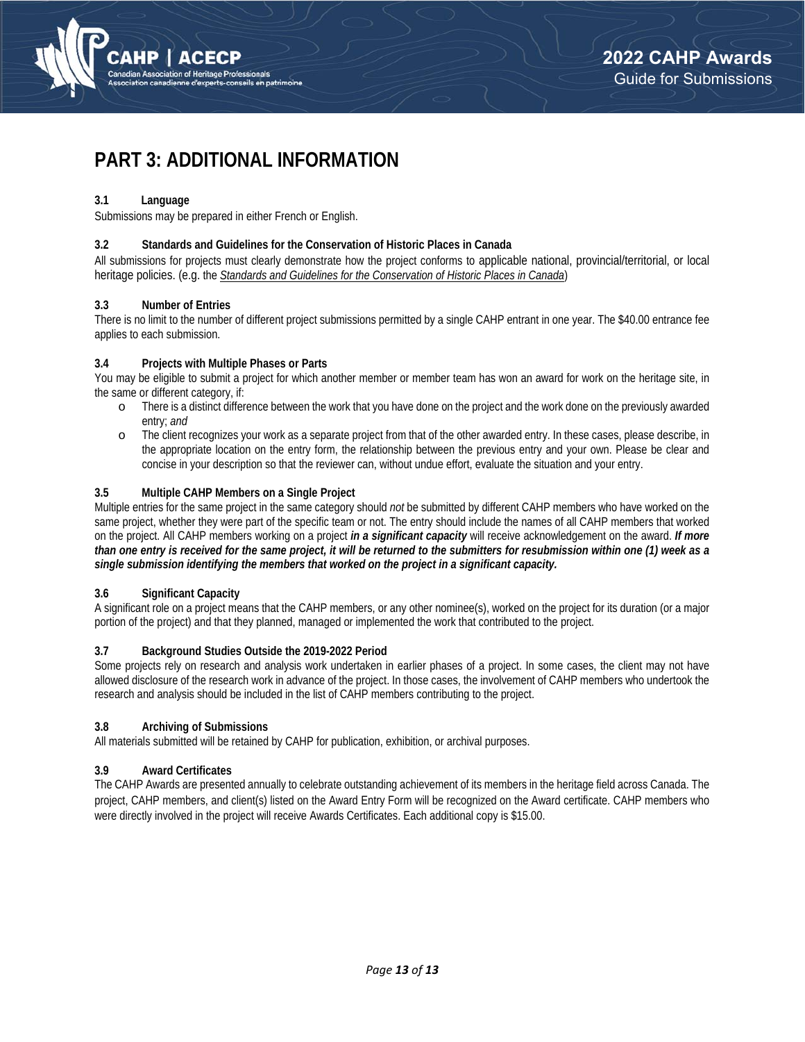# PART 3: ADDITIONAL INFORMATION

### 3.1 Language

Submissions may be prepared in either French or English.

### 3.2 Standards and Guidelines for the Conservation of Historic Places in Canada

All submissions for projects must clearly demonstrate how the project conforms to applicable national, provincial/territorial, or local heritage policies. (e.g. the *Standards and Guidelines for the Conservation of Historic Places in Canada*)

### 3.3 Number of Entries

There is no limit to the number of different project submissions permitted by a single CAHP entrant in one year. The $40.00 entrance fee applies to each submission.

### 3.4 Projects with Multiple Phases or Parts

You may be eligible to submit a project for which another member or member team has won an award for work on the heritage site, in the same or different category, if:

- There is a distinct difference between the work that you have done on the project and the work done on the previously awarded entry; *and*
- The client recognizes your work as a separate project from that of the other awarded entry. In these cases, please describe, in the appropriate location on the entry form, the relationship between the previous entry and your own. Please be clear and concise in your description so that the reviewer can, without undue effort, evaluate the situation and your entry.

### 3.5 Multiple CAHP Members on a Single Project

Multiple entries for the same project in the same category should *not* be submitted by different CAHP members who have worked on the same project, whether they were part of the specific team or not. The entry should include the names of all CAHP members that worked on the project. All CAHP members working on a project ***in a significant capacity*** will receive acknowledgement on the award. ***If more than one entry is received for the same project, it will be returned to the submitters for resubmission within one (1) week as a single submission identifying the members that worked on the project in a significant capacity.***

### 3.6 Significant Capacity

A significant role on a project means that the CAHP members, or any other nominee(s), worked on the project for its duration (or a major portion of the project) and that they planned, managed or implemented the work that contributed to the project.

### 3.7 Background Studies Outside the 2019-2022 Period

Some projects rely on research and analysis work undertaken in earlier phases of a project. In some cases, the client may not have allowed disclosure of the research work in advance of the project. In those cases, the involvement of CAHP members who undertook the research and analysis should be included in the list of CAHP members contributing to the project.

### 3.8 Archiving of Submissions

All materials submitted will be retained by CAHP for publication, exhibition, or archival purposes.

### 3.9 Award Certificates

The CAHP Awards are presented annually to celebrate outstanding achievement of its members in the heritage field across Canada. The project, CAHP members, and client(s) listed on the Award Entry Form will be recognized on the Award certificate. CAHP members who were directly involved in the project will receive Awards Certificates. Each additional copy is $15.00.